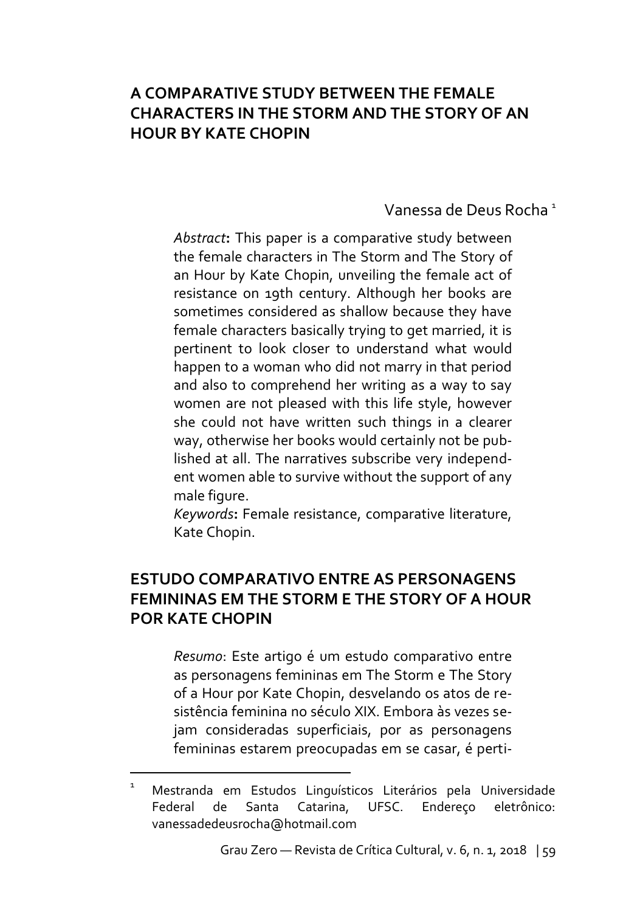# A COMPARATIVE STUDY BETWEEN THE FEMALE CHARACTERS IN THE STORM AND THE STORY OF AN HOUR BY KATE CHOPIN

Vanessa de Deus Rocha [1]

*Abstract*: This paper is a comparative study between the female characters in The Storm and The Story of an Hour by Kate Chopin, unveiling the female act of resistance on 19th century. Although her books are sometimes considered as shallow because they have female characters basically trying to get married, it is pertinent to look closer to understand what would happen to a woman who did not marry in that period and also to comprehend her writing as a way to say women are not pleased with this life style, however she could not have written such things in a clearer way, otherwise her books would certainly not be published at all. The narratives subscribe very independent women able to survive without the support of any male figure.

*Keywords*: Female resistance, comparative literature, Kate Chopin.

## ESTUDO COMPARATIVO ENTRE AS PERSONAGENS FEMININAS EM THE STORM E THE STORY OF A HOUR POR KATE CHOPIN

*Resumo*: Este artigo é um estudo comparativo entre as personagens femininas em The Storm e The Story of a Hour por Kate Chopin, desvelando os atos de resistência feminina no século XIX. Embora às vezes sejam consideradas superficiais, por as personagens femininas estarem preocupadas em se casar, é perti-

---

[1] Mestranda em Estudos Linguísticos Literários pela Universidade Federal de Santa Catarina, UFSC. Endereço eletrônico: vanessadedeusrocha@hotmail.com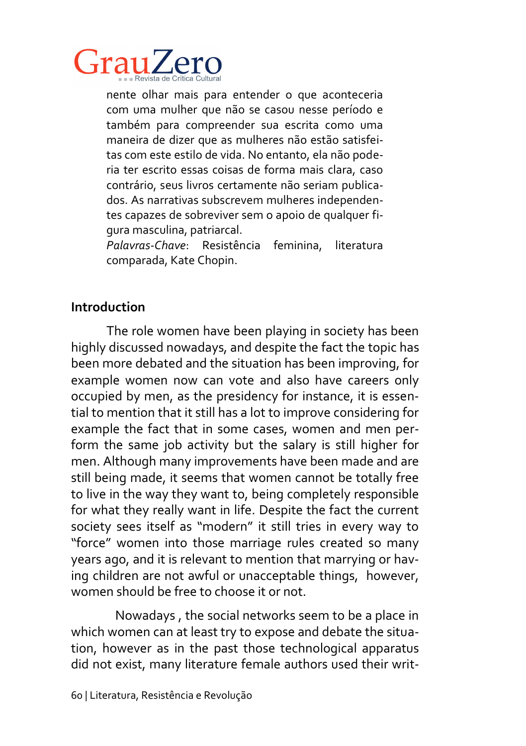nente olhar mais para entender o que aconteceria com uma mulher que não se casou nesse período e também para compreender sua escrita como uma maneira de dizer que as mulheres não estão satisfeitas com este estilo de vida. No entanto, ela não poderia ter escrito essas coisas de forma mais clara, caso contrário, seus livros certamente não seriam publicados. As narrativas subscrevem mulheres independentes capazes de sobreviver sem o apoio de qualquer figura masculina, patriarcal.

*Palavras-Chave*: Resistência feminina, literatura comparada, Kate Chopin.

## Introduction

The role women have been playing in society has been highly discussed nowadays, and despite the fact the topic has been more debated and the situation has been improving, for example women now can vote and also have careers only occupied by men, as the presidency for instance, it is essential to mention that it still has a lot to improve considering for example the fact that in some cases, women and men perform the same job activity but the salary is still higher for men. Although many improvements have been made and are still being made, it seems that women cannot be totally free to live in the way they want to, being completely responsible for what they really want in life. Despite the fact the current society sees itself as "modern" it still tries in every way to "force" women into those marriage rules created so many years ago, and it is relevant to mention that marrying or having children are not awful or unacceptable things, however, women should be free to choose it or not.

Nowadays , the social networks seem to be a place in which women can at least try to expose and debate the situation, however as in the past those technological apparatus did not exist, many literature female authors used their writ-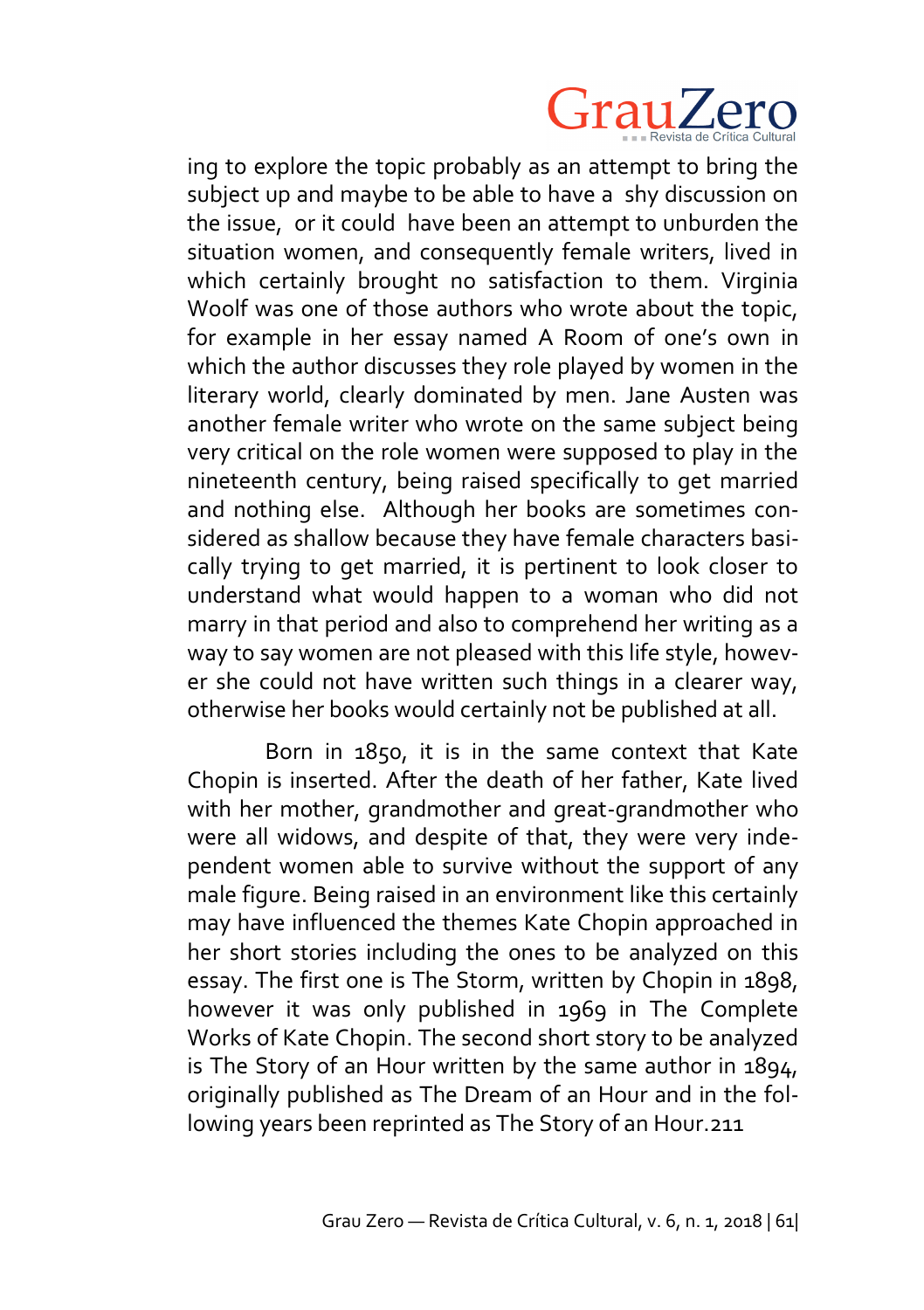ing to explore the topic probably as an attempt to bring the subject up and maybe to be able to have a shy discussion on the issue, or it could have been an attempt to unburden the situation women, and consequently female writers, lived in which certainly brought no satisfaction to them. Virginia Woolf was one of those authors who wrote about the topic, for example in her essay named A Room of one's own in which the author discusses they role played by women in the literary world, clearly dominated by men. Jane Austen was another female writer who wrote on the same subject being very critical on the role women were supposed to play in the nineteenth century, being raised specifically to get married and nothing else. Although her books are sometimes considered as shallow because they have female characters basically trying to get married, it is pertinent to look closer to understand what would happen to a woman who did not marry in that period and also to comprehend her writing as a way to say women are not pleased with this life style, however she could not have written such things in a clearer way, otherwise her books would certainly not be published at all.

Born in 1850, it is in the same context that Kate Chopin is inserted. After the death of her father, Kate lived with her mother, grandmother and great-grandmother who were all widows, and despite of that, they were very independent women able to survive without the support of any male figure. Being raised in an environment like this certainly may have influenced the themes Kate Chopin approached in her short stories including the ones to be analyzed on this essay. The first one is The Storm, written by Chopin in 1898, however it was only published in 1969 in The Complete Works of Kate Chopin. The second short story to be analyzed is The Story of an Hour written by the same author in 1894, originally published as The Dream of an Hour and in the following years been reprinted as The Story of an Hour.211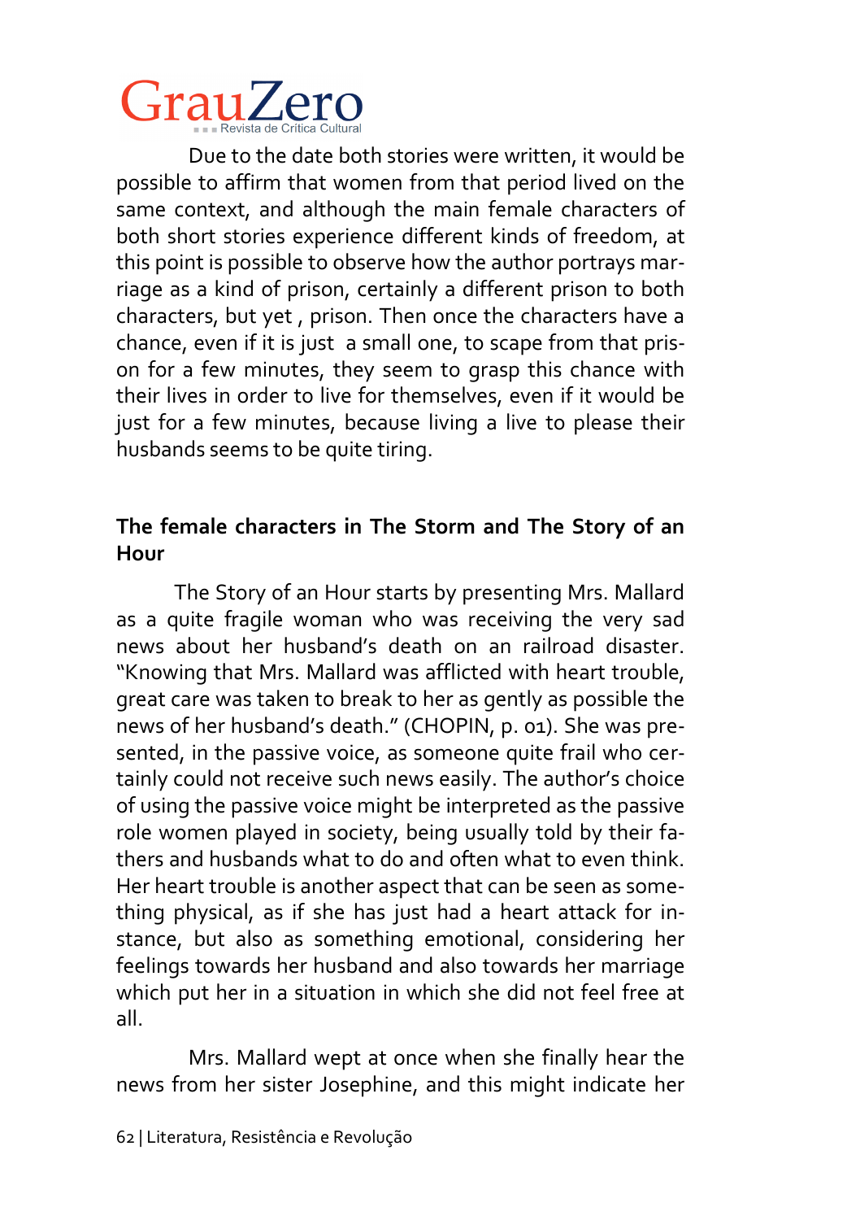Due to the date both stories were written, it would be possible to affirm that women from that period lived on the same context, and although the main female characters of both short stories experience different kinds of freedom, at this point is possible to observe how the author portrays marriage as a kind of prison, certainly a different prison to both characters, but yet , prison. Then once the characters have a chance, even if it is just a small one, to scape from that prison for a few minutes, they seem to grasp this chance with their lives in order to live for themselves, even if it would be just for a few minutes, because living a live to please their husbands seems to be quite tiring.

## The female characters in The Storm and The Story of an Hour

The Story of an Hour starts by presenting Mrs. Mallard as a quite fragile woman who was receiving the very sad news about her husband's death on an railroad disaster. "Knowing that Mrs. Mallard was afflicted with heart trouble, great care was taken to break to her as gently as possible the news of her husband's death." (CHOPIN, p. 01). She was presented, in the passive voice, as someone quite frail who certainly could not receive such news easily. The author's choice of using the passive voice might be interpreted as the passive role women played in society, being usually told by their fathers and husbands what to do and often what to even think. Her heart trouble is another aspect that can be seen as something physical, as if she has just had a heart attack for instance, but also as something emotional, considering her feelings towards her husband and also towards her marriage which put her in a situation in which she did not feel free at all.

Mrs. Mallard wept at once when she finally hear the news from her sister Josephine, and this might indicate her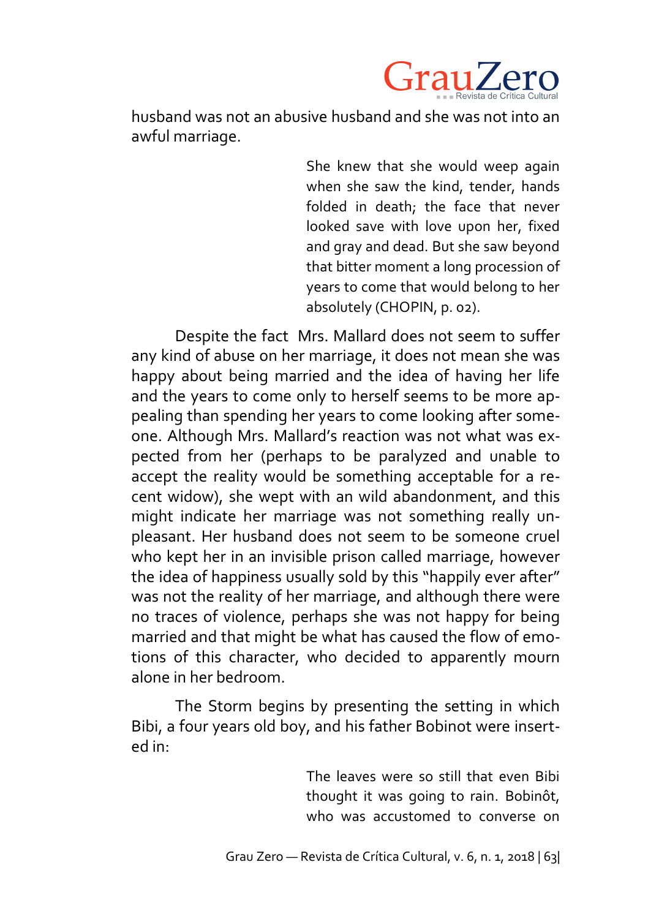husband was not an abusive husband and she was not into an awful marriage.

> She knew that she would weep again when she saw the kind, tender, hands folded in death; the face that never looked save with love upon her, fixed and gray and dead. But she saw beyond that bitter moment a long procession of years to come that would belong to her absolutely (CHOPIN, p. 02).

Despite the fact  Mrs. Mallard does not seem to suffer any kind of abuse on her marriage, it does not mean she was happy about being married and the idea of having her life and the years to come only to herself seems to be more appealing than spending her years to come looking after someone. Although Mrs. Mallard's reaction was not what was expected from her (perhaps to be paralyzed and unable to accept the reality would be something acceptable for a recent widow), she wept with an wild abandonment, and this might indicate her marriage was not something really unpleasant. Her husband does not seem to be someone cruel who kept her in an invisible prison called marriage, however the idea of happiness usually sold by this "happily ever after" was not the reality of her marriage, and although there were no traces of violence, perhaps she was not happy for being married and that might be what has caused the flow of emotions of this character, who decided to apparently mourn alone in her bedroom.

The Storm begins by presenting the setting in which Bibi, a four years old boy, and his father Bobinot were inserted in:

> The leaves were so still that even Bibi thought it was going to rain. Bobinôt, who was accustomed to converse on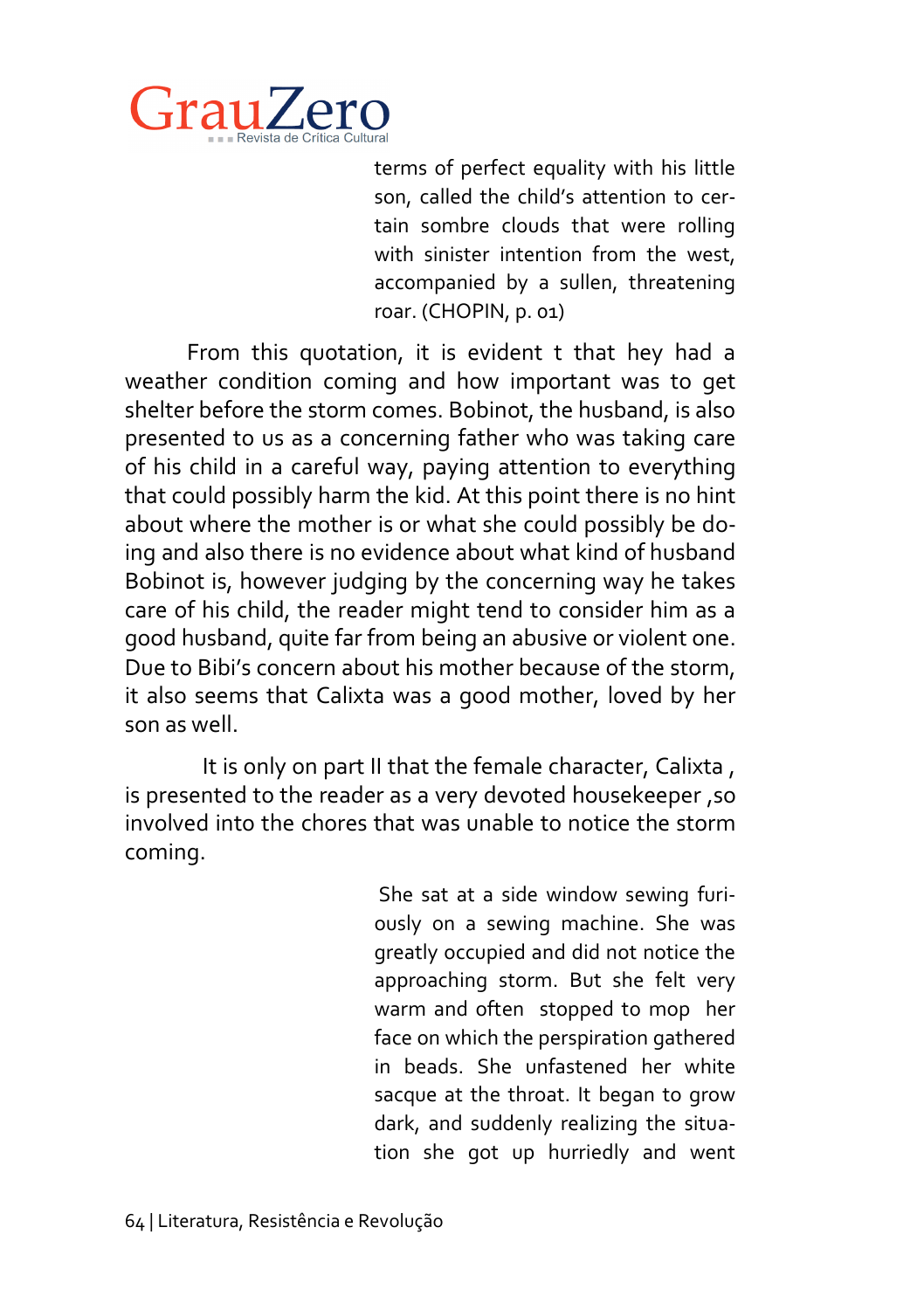> terms of perfect equality with his little son, called the child's attention to certain sombre clouds that were rolling with sinister intention from the west, accompanied by a sullen, threatening roar. (CHOPIN, p. 01)

From this quotation, it is evident t that hey had a weather condition coming and how important was to get shelter before the storm comes. Bobinot, the husband, is also presented to us as a concerning father who was taking care of his child in a careful way, paying attention to everything that could possibly harm the kid. At this point there is no hint about where the mother is or what she could possibly be doing and also there is no evidence about what kind of husband Bobinot is, however judging by the concerning way he takes care of his child, the reader might tend to consider him as a good husband, quite far from being an abusive or violent one. Due to Bibi's concern about his mother because of the storm, it also seems that Calixta was a good mother, loved by her son as well.

It is only on part II that the female character, Calixta , is presented to the reader as a very devoted housekeeper ,so involved into the chores that was unable to notice the storm coming.

> She sat at a side window sewing furiously on a sewing machine. She was greatly occupied and did not notice the approaching storm. But she felt very warm and often stopped to mop her face on which the perspiration gathered in beads. She unfastened her white sacque at the throat. It began to grow dark, and suddenly realizing the situation she got up hurriedly and went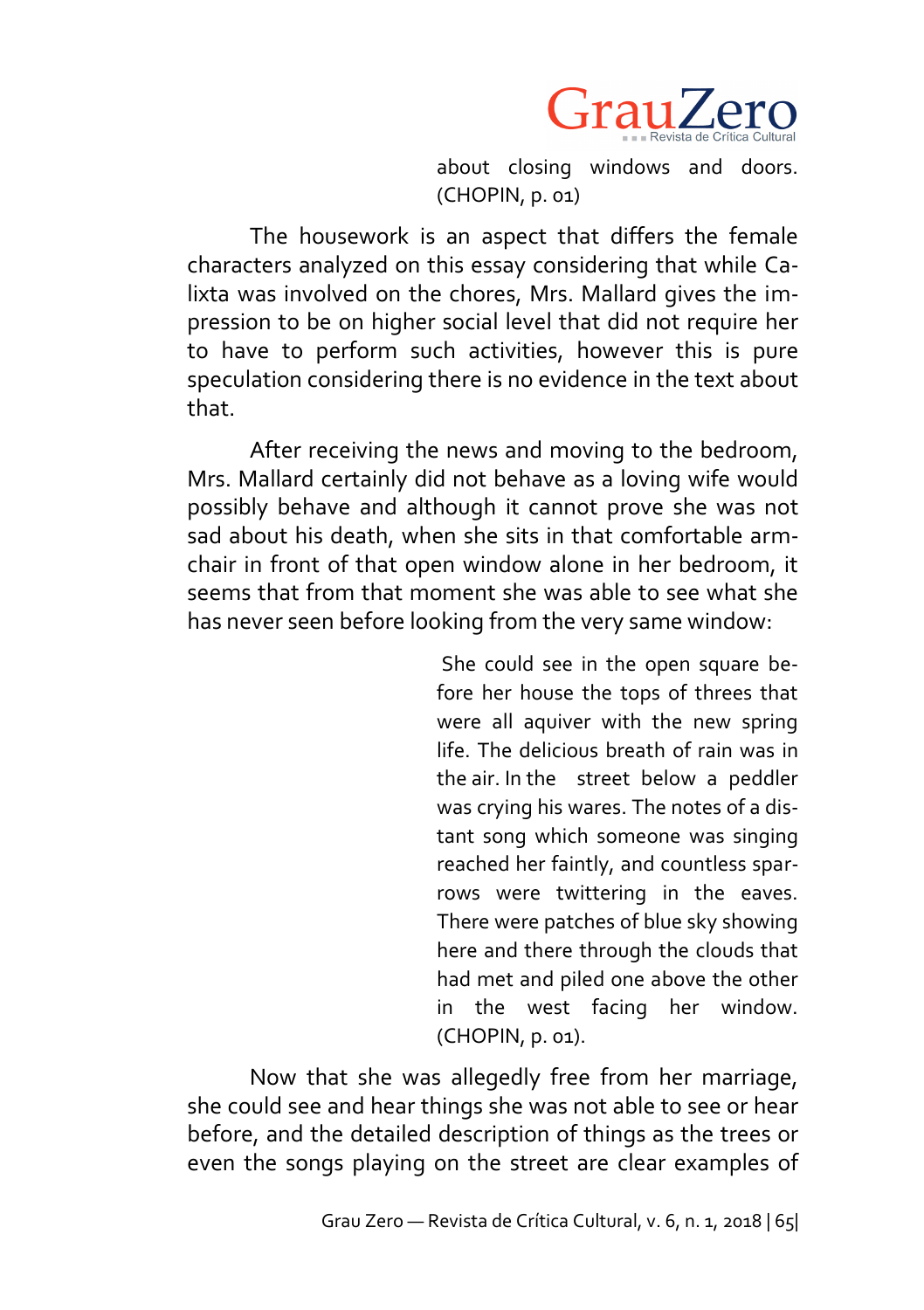> about closing windows and doors. (CHOPIN, p. 01)

The housework is an aspect that differs the female characters analyzed on this essay considering that while Calixta was involved on the chores, Mrs. Mallard gives the impression to be on higher social level that did not require her to have to perform such activities, however this is pure speculation considering there is no evidence in the text about that.

After receiving the news and moving to the bedroom, Mrs. Mallard certainly did not behave as a loving wife would possibly behave and although it cannot prove she was not sad about his death, when she sits in that comfortable armchair in front of that open window alone in her bedroom, it seems that from that moment she was able to see what she has never seen before looking from the very same window:

> She could see in the open square before her house the tops of threes that were all aquiver with the new spring life. The delicious breath of rain was in the air. In the street below a peddler was crying his wares. The notes of a distant song which someone was singing reached her faintly, and countless sparrows were twittering in the eaves. There were patches of blue sky showing here and there through the clouds that had met and piled one above the other in the west facing her window. (CHOPIN, p. 01).

Now that she was allegedly free from her marriage, she could see and hear things she was not able to see or hear before, and the detailed description of things as the trees or even the songs playing on the street are clear examples of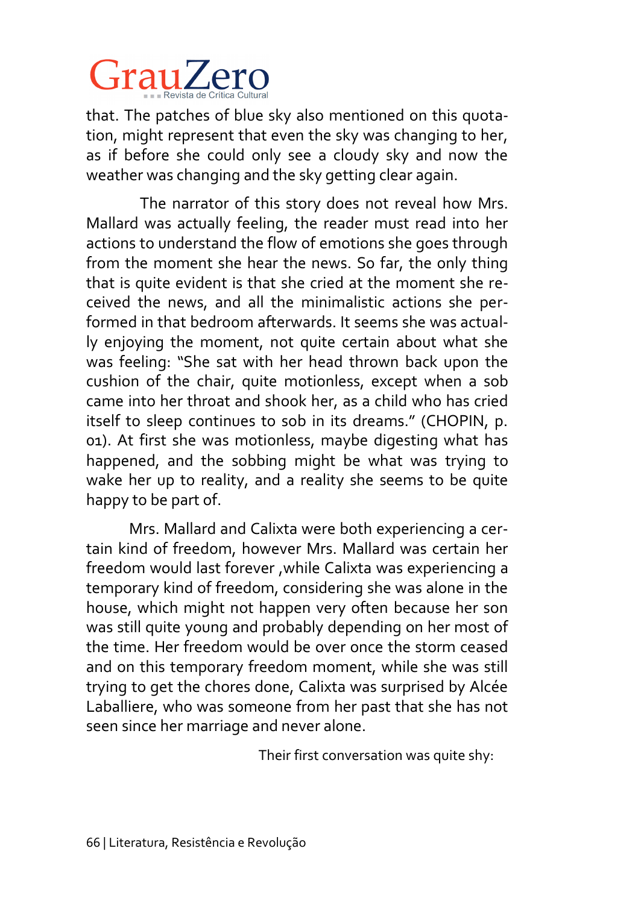that. The patches of blue sky also mentioned on this quotation, might represent that even the sky was changing to her, as if before she could only see a cloudy sky and now the weather was changing and the sky getting clear again.

The narrator of this story does not reveal how Mrs. Mallard was actually feeling, the reader must read into her actions to understand the flow of emotions she goes through from the moment she hear the news. So far, the only thing that is quite evident is that she cried at the moment she received the news, and all the minimalistic actions she performed in that bedroom afterwards. It seems she was actually enjoying the moment, not quite certain about what she was feeling: "She sat with her head thrown back upon the cushion of the chair, quite motionless, except when a sob came into her throat and shook her, as a child who has cried itself to sleep continues to sob in its dreams." (CHOPIN, p. 01). At first she was motionless, maybe digesting what has happened, and the sobbing might be what was trying to wake her up to reality, and a reality she seems to be quite happy to be part of.

Mrs. Mallard and Calixta were both experiencing a certain kind of freedom, however Mrs. Mallard was certain her freedom would last forever ,while Calixta was experiencing a temporary kind of freedom, considering she was alone in the house, which might not happen very often because her son was still quite young and probably depending on her most of the time. Her freedom would be over once the storm ceased and on this temporary freedom moment, while she was still trying to get the chores done, Calixta was surprised by Alcée Laballiere, who was someone from her past that she has not seen since her marriage and never alone.

Their first conversation was quite shy: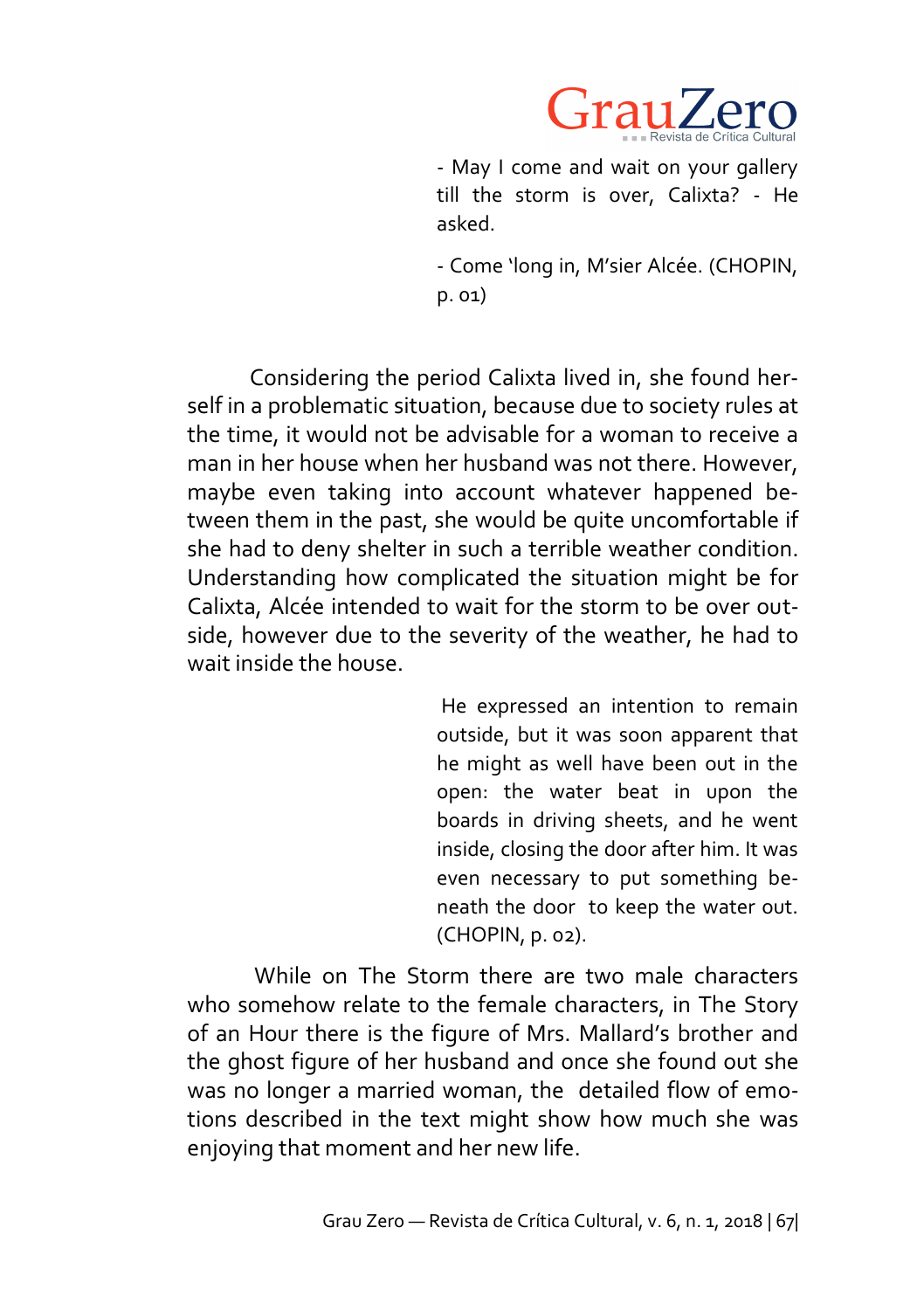> - May I come and wait on your gallery till the storm is over, Calixta? - He asked.
>
> - Come 'long in, M'sier Alcée. (CHOPIN, p. 01)

Considering the period Calixta lived in, she found herself in a problematic situation, because due to society rules at the time, it would not be advisable for a woman to receive a man in her house when her husband was not there. However, maybe even taking into account whatever happened between them in the past, she would be quite uncomfortable if she had to deny shelter in such a terrible weather condition. Understanding how complicated the situation might be for Calixta, Alcée intended to wait for the storm to be over outside, however due to the severity of the weather, he had to wait inside the house.

> He expressed an intention to remain outside, but it was soon apparent that he might as well have been out in the open: the water beat in upon the boards in driving sheets, and he went inside, closing the door after him. It was even necessary to put something beneath the door to keep the water out. (CHOPIN, p. 02).

While on The Storm there are two male characters who somehow relate to the female characters, in The Story of an Hour there is the figure of Mrs. Mallard's brother and the ghost figure of her husband and once she found out she was no longer a married woman, the detailed flow of emotions described in the text might show how much she was enjoying that moment and her new life.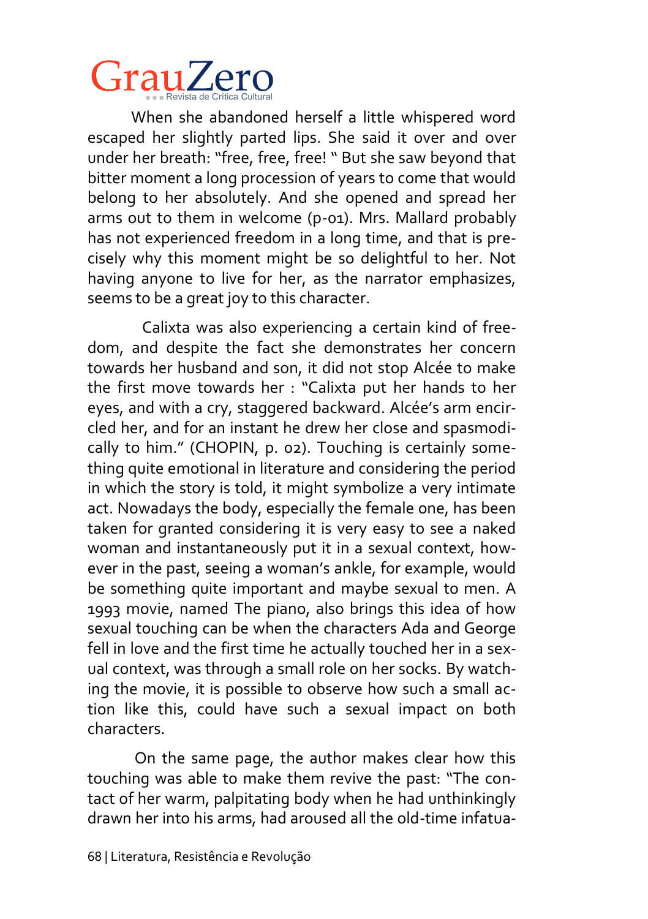When she abandoned herself a little whispered word escaped her slightly parted lips. She said it over and over under her breath: "free, free, free! " But she saw beyond that bitter moment a long procession of years to come that would belong to her absolutely. And she opened and spread her arms out to them in welcome (p-01). Mrs. Mallard probably has not experienced freedom in a long time, and that is precisely why this moment might be so delightful to her. Not having anyone to live for her, as the narrator emphasizes, seems to be a great joy to this character.

Calixta was also experiencing a certain kind of freedom, and despite the fact she demonstrates her concern towards her husband and son, it did not stop Alcée to make the first move towards her : "Calixta put her hands to her eyes, and with a cry, staggered backward. Alcée's arm encircled her, and for an instant he drew her close and spasmodically to him." (CHOPIN, p. 02). Touching is certainly something quite emotional in literature and considering the period in which the story is told, it might symbolize a very intimate act. Nowadays the body, especially the female one, has been taken for granted considering it is very easy to see a naked woman and instantaneously put it in a sexual context, however in the past, seeing a woman's ankle, for example, would be something quite important and maybe sexual to men. A 1993 movie, named The piano, also brings this idea of how sexual touching can be when the characters Ada and George fell in love and the first time he actually touched her in a sexual context, was through a small role on her socks. By watching the movie, it is possible to observe how such a small action like this, could have such a sexual impact on both characters.

On the same page, the author makes clear how this touching was able to make them revive the past: "The contact of her warm, palpitating body when he had unthinkingly drawn her into his arms, had aroused all the old-time infatua-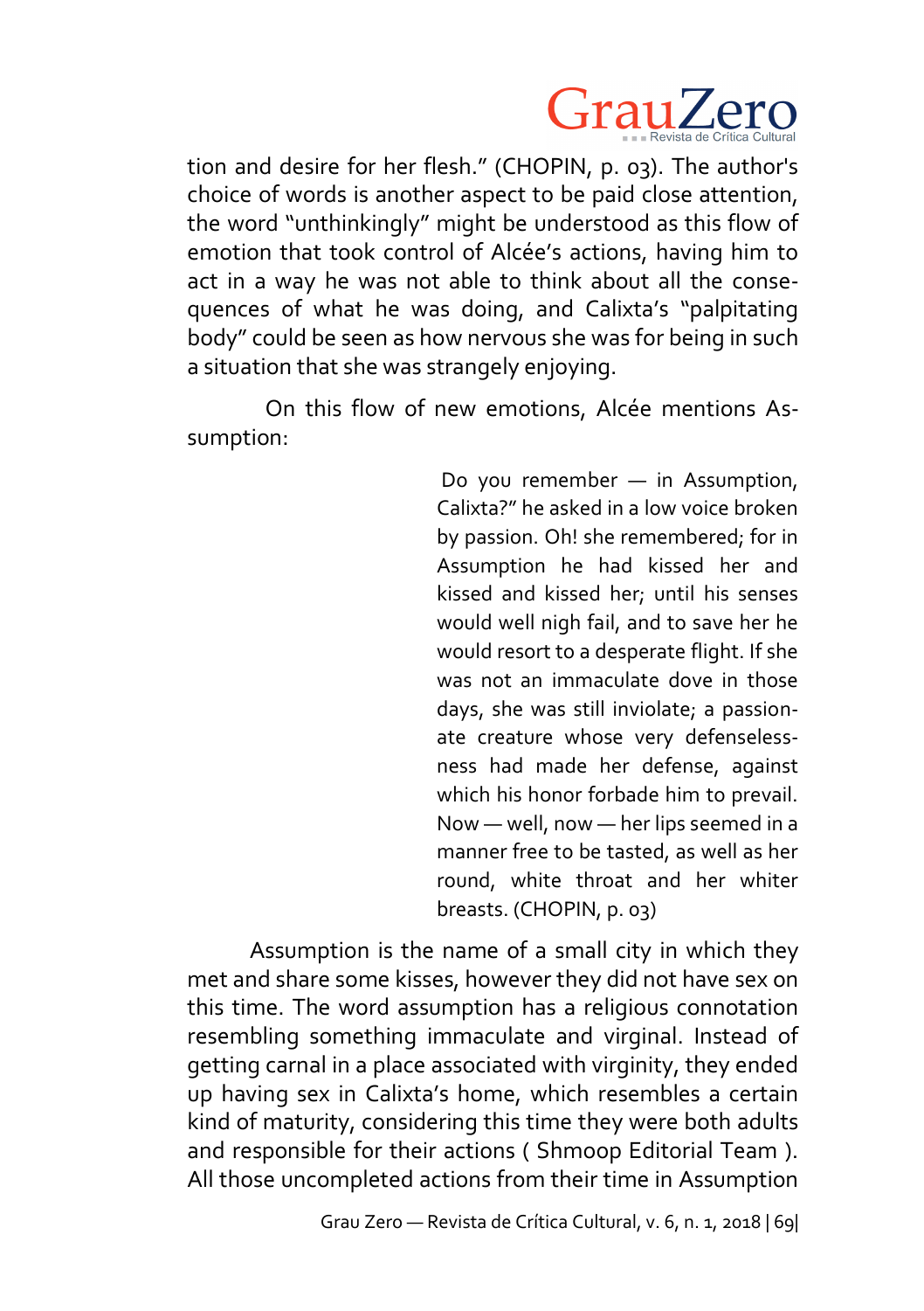tion and desire for her flesh." (CHOPIN, p. 03). The author's choice of words is another aspect to be paid close attention, the word "unthinkingly" might be understood as this flow of emotion that took control of Alcée's actions, having him to act in a way he was not able to think about all the consequences of what he was doing, and Calixta's "palpitating body" could be seen as how nervous she was for being in such a situation that she was strangely enjoying.

On this flow of new emotions, Alcée mentions Assumption:

> Do you remember — in Assumption, Calixta?" he asked in a low voice broken by passion. Oh! she remembered; for in Assumption he had kissed her and kissed and kissed her; until his senses would well nigh fail, and to save her he would resort to a desperate flight. If she was not an immaculate dove in those days, she was still inviolate; a passionate creature whose very defenselessness had made her defense, against which his honor forbade him to prevail. Now — well, now — her lips seemed in a manner free to be tasted, as well as her round, white throat and her whiter breasts. (CHOPIN, p. 03)

Assumption is the name of a small city in which they met and share some kisses, however they did not have sex on this time. The word assumption has a religious connotation resembling something immaculate and virginal. Instead of getting carnal in a place associated with virginity, they ended up having sex in Calixta's home, which resembles a certain kind of maturity, considering this time they were both adults and responsible for their actions ( Shmoop Editorial Team ). All those uncompleted actions from their time in Assumption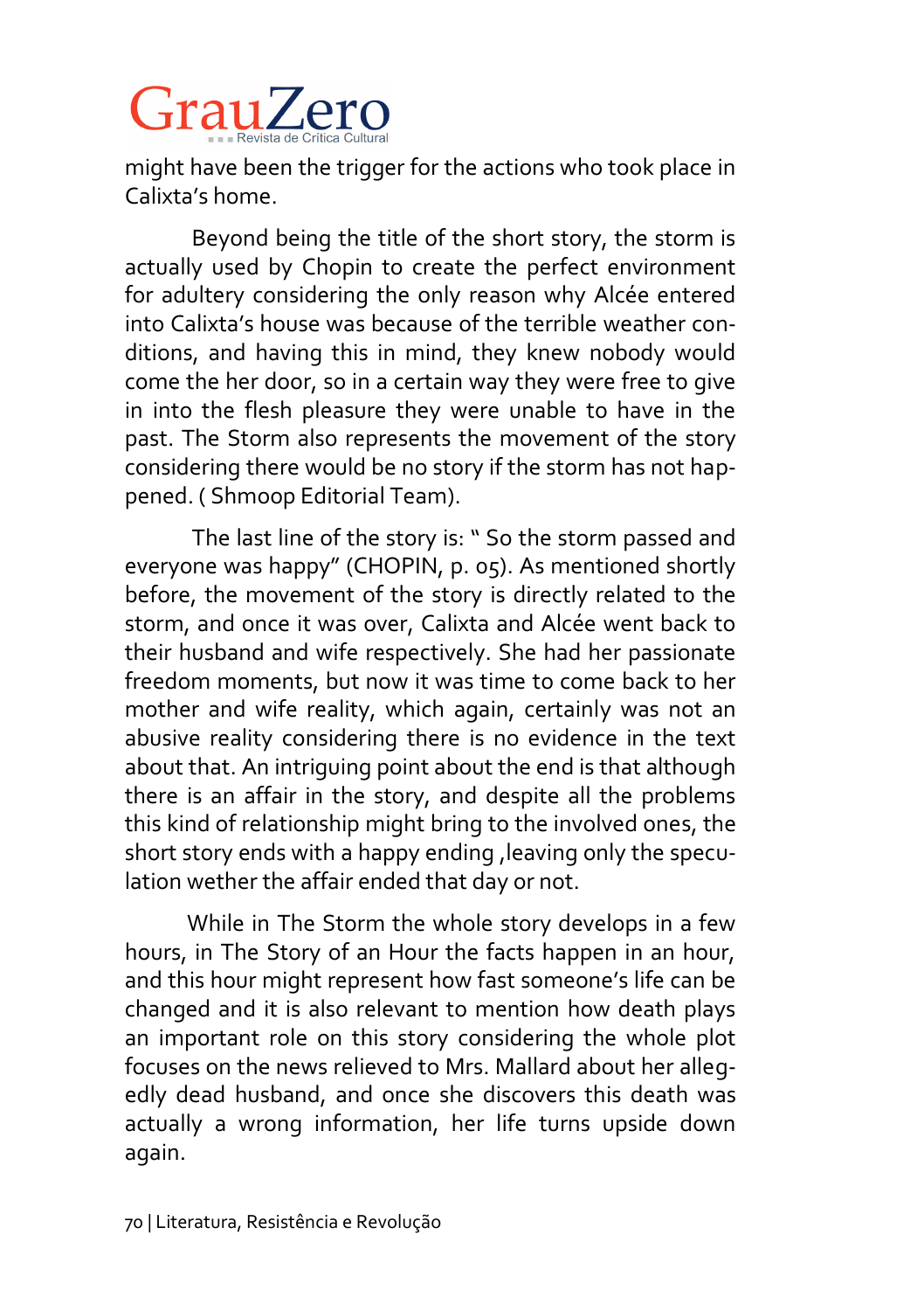might have been the trigger for the actions who took place in Calixta's home.

Beyond being the title of the short story, the storm is actually used by Chopin to create the perfect environment for adultery considering the only reason why Alcée entered into Calixta's house was because of the terrible weather conditions, and having this in mind, they knew nobody would come the her door, so in a certain way they were free to give in into the flesh pleasure they were unable to have in the past. The Storm also represents the movement of the story considering there would be no story if the storm has not happened. ( Shmoop Editorial Team).

The last line of the story is: " So the storm passed and everyone was happy" (CHOPIN, p. 05). As mentioned shortly before, the movement of the story is directly related to the storm, and once it was over, Calixta and Alcée went back to their husband and wife respectively. She had her passionate freedom moments, but now it was time to come back to her mother and wife reality, which again, certainly was not an abusive reality considering there is no evidence in the text about that. An intriguing point about the end is that although there is an affair in the story, and despite all the problems this kind of relationship might bring to the involved ones, the short story ends with a happy ending ,leaving only the speculation wether the affair ended that day or not.

While in The Storm the whole story develops in a few hours, in The Story of an Hour the facts happen in an hour, and this hour might represent how fast someone's life can be changed and it is also relevant to mention how death plays an important role on this story considering the whole plot focuses on the news relieved to Mrs. Mallard about her allegedly dead husband, and once she discovers this death was actually a wrong information, her life turns upside down again.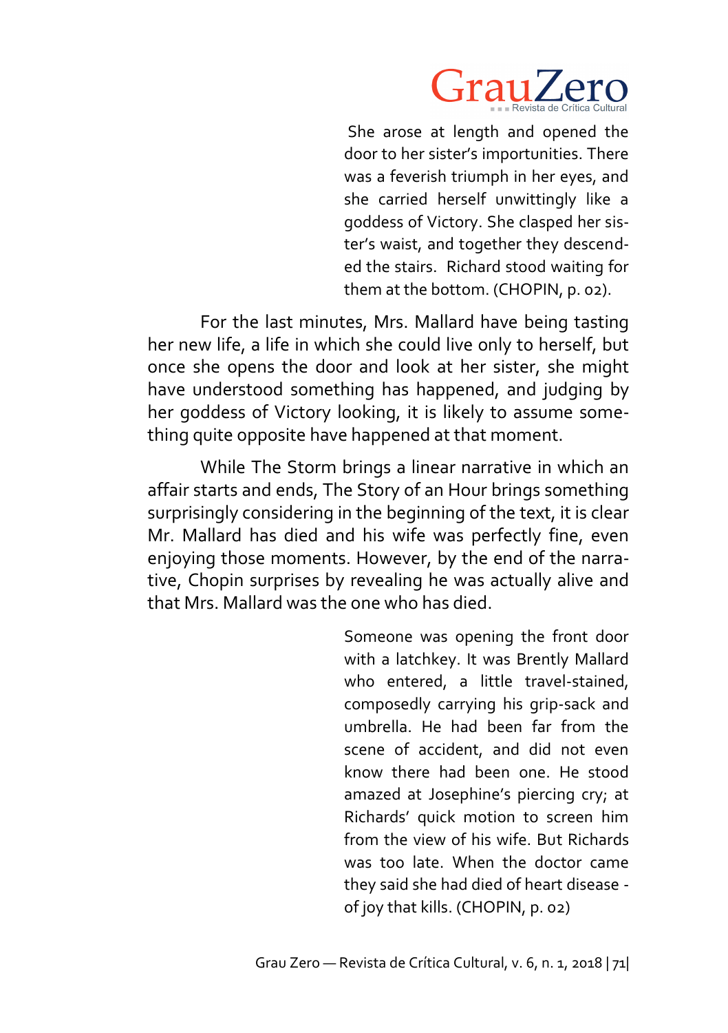> She arose at length and opened the door to her sister's importunities. There was a feverish triumph in her eyes, and she carried herself unwittingly like a goddess of Victory. She clasped her sister's waist, and together they descended the stairs. Richard stood waiting for them at the bottom. (CHOPIN, p. 02).

For the last minutes, Mrs. Mallard have being tasting her new life, a life in which she could live only to herself, but once she opens the door and look at her sister, she might have understood something has happened, and judging by her goddess of Victory looking, it is likely to assume something quite opposite have happened at that moment.

While The Storm brings a linear narrative in which an affair starts and ends, The Story of an Hour brings something surprisingly considering in the beginning of the text, it is clear Mr. Mallard has died and his wife was perfectly fine, even enjoying those moments. However, by the end of the narrative, Chopin surprises by revealing he was actually alive and that Mrs. Mallard was the one who has died.

> Someone was opening the front door with a latchkey. It was Brently Mallard who entered, a little travel-stained, composedly carrying his grip-sack and umbrella. He had been far from the scene of accident, and did not even know there had been one. He stood amazed at Josephine's piercing cry; at Richards' quick motion to screen him from the view of his wife. But Richards was too late. When the doctor came they said she had died of heart disease - of joy that kills. (CHOPIN, p. 02)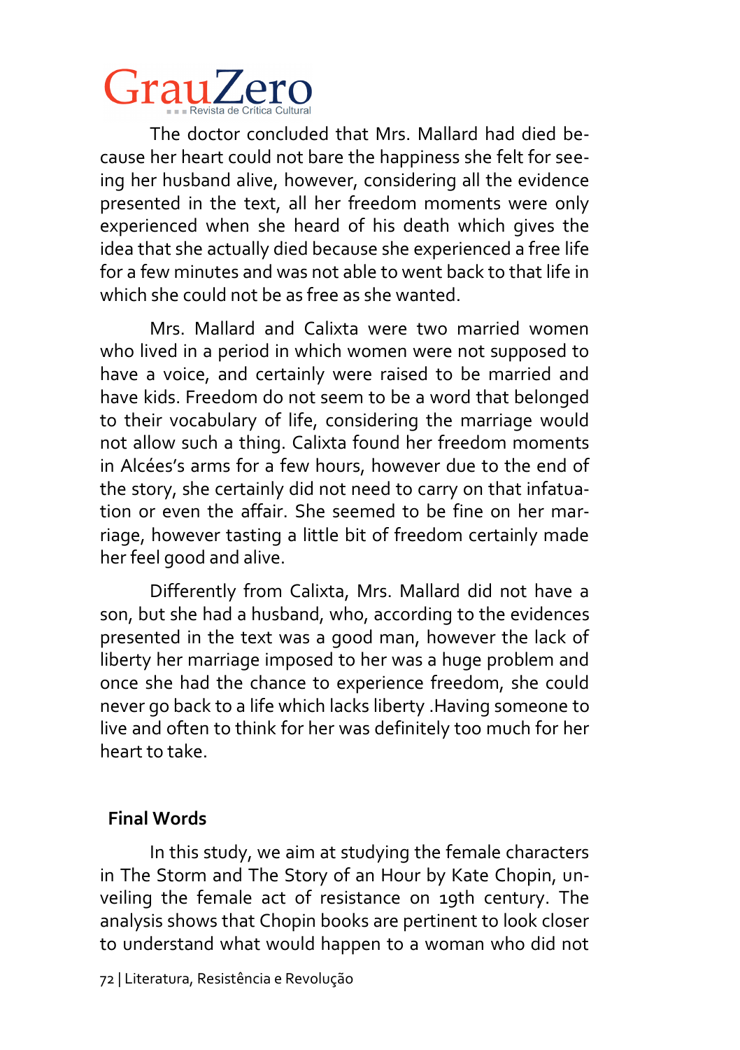The doctor concluded that Mrs. Mallard had died because her heart could not bare the happiness she felt for seeing her husband alive, however, considering all the evidence presented in the text, all her freedom moments were only experienced when she heard of his death which gives the idea that she actually died because she experienced a free life for a few minutes and was not able to went back to that life in which she could not be as free as she wanted.

Mrs. Mallard and Calixta were two married women who lived in a period in which women were not supposed to have a voice, and certainly were raised to be married and have kids. Freedom do not seem to be a word that belonged to their vocabulary of life, considering the marriage would not allow such a thing. Calixta found her freedom moments in Alcées's arms for a few hours, however due to the end of the story, she certainly did not need to carry on that infatuation or even the affair. She seemed to be fine on her marriage, however tasting a little bit of freedom certainly made her feel good and alive.

Differently from Calixta, Mrs. Mallard did not have a son, but she had a husband, who, according to the evidences presented in the text was a good man, however the lack of liberty her marriage imposed to her was a huge problem and once she had the chance to experience freedom, she could never go back to a life which lacks liberty .Having someone to live and often to think for her was definitely too much for her heart to take.

## Final Words

In this study, we aim at studying the female characters in The Storm and The Story of an Hour by Kate Chopin, unveiling the female act of resistance on 19th century. The analysis shows that Chopin books are pertinent to look closer to understand what would happen to a woman who did not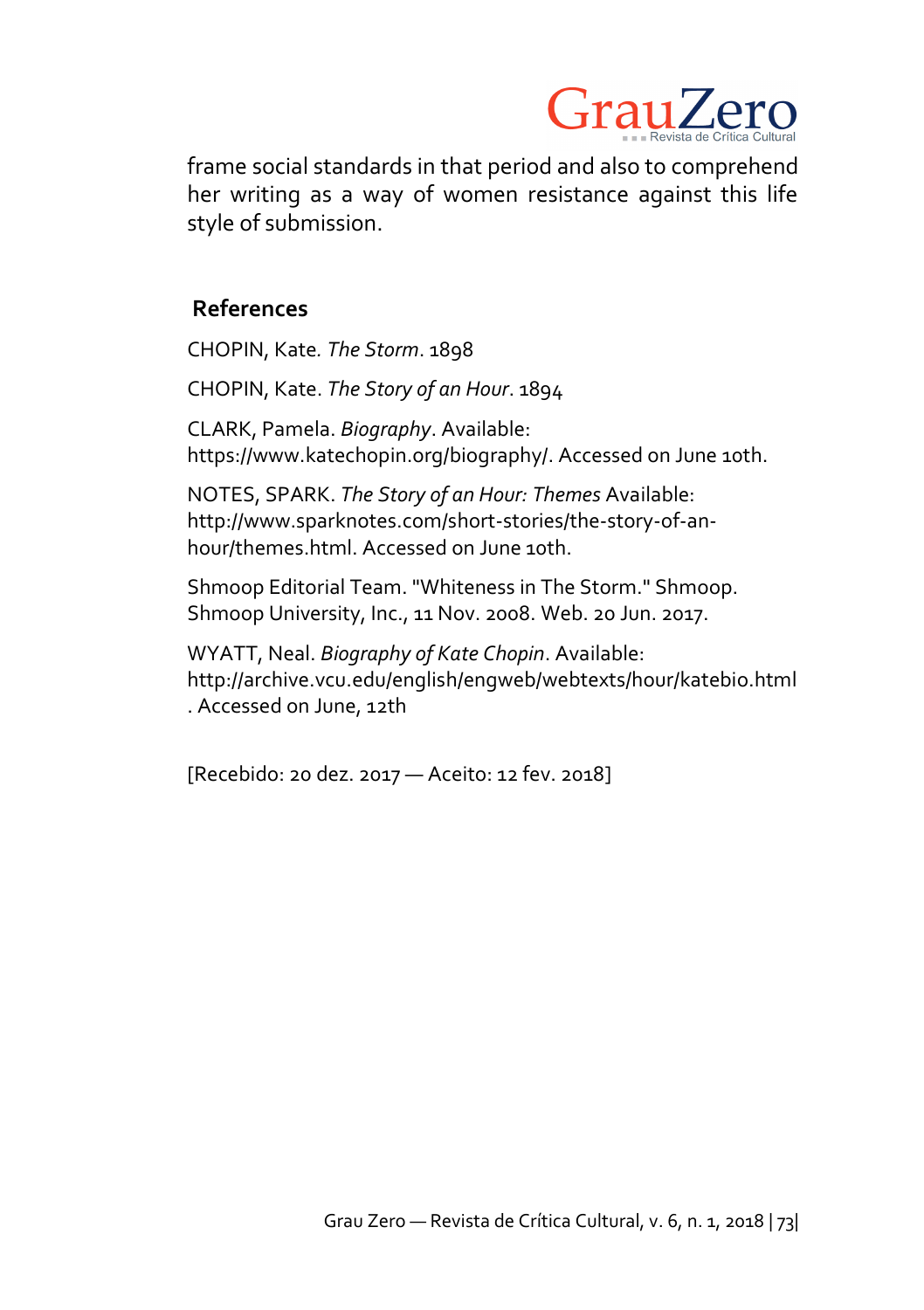frame social standards in that period and also to comprehend her writing as a way of women resistance against this life style of submission.

## References

CHOPIN, Kate. *The Storm*. 1898

CHOPIN, Kate. *The Story of an Hour*. 1894

CLARK, Pamela. *Biography*. Available: https://www.katechopin.org/biography/. Accessed on June 10th.

NOTES, SPARK. *The Story of an Hour: Themes* Available: http://www.sparknotes.com/short-stories/the-story-of-an-hour/themes.html. Accessed on June 10th.

Shmoop Editorial Team. "Whiteness in The Storm." Shmoop. Shmoop University, Inc., 11 Nov. 2008. Web. 20 Jun. 2017.

WYATT, Neal. *Biography of Kate Chopin*. Available: http://archive.vcu.edu/english/engweb/webtexts/hour/katebio.html . Accessed on June, 12th

[Recebido: 20 dez. 2017 — Aceito: 12 fev. 2018]